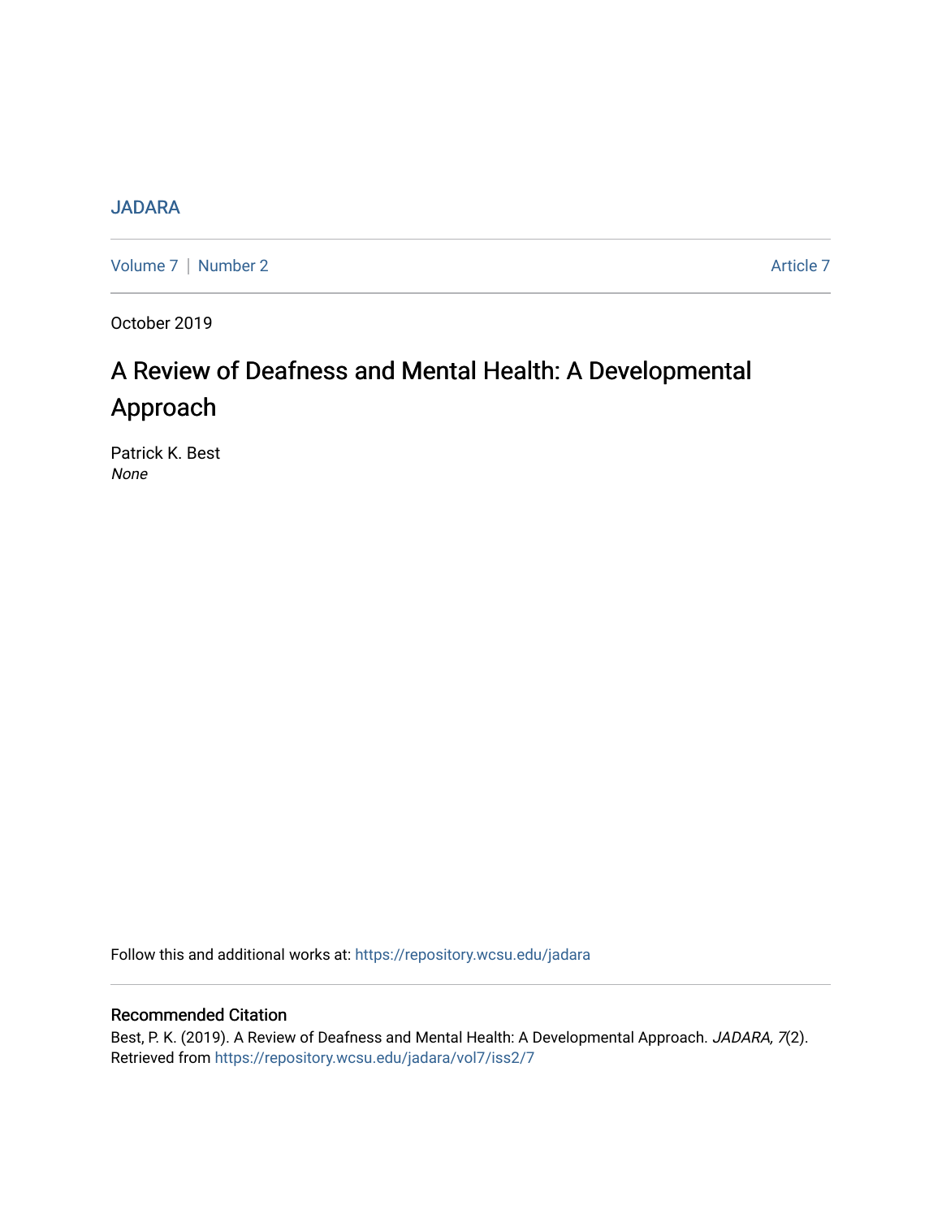JADARA

Volume 7 | Number 2 Article 7

October 2019

# A Review of Deafness and Mental Health: A Developmental Approach

Patrick K. Best
*None*

Follow this and additional works at: https://repository.wcsu.edu/jadara

## Recommended Citation

Best, P. K. (2019). A Review of Deafness and Mental Health: A Developmental Approach. *JADARA, 7*(2). Retrieved from https://repository.wcsu.edu/jadara/vol7/iss2/7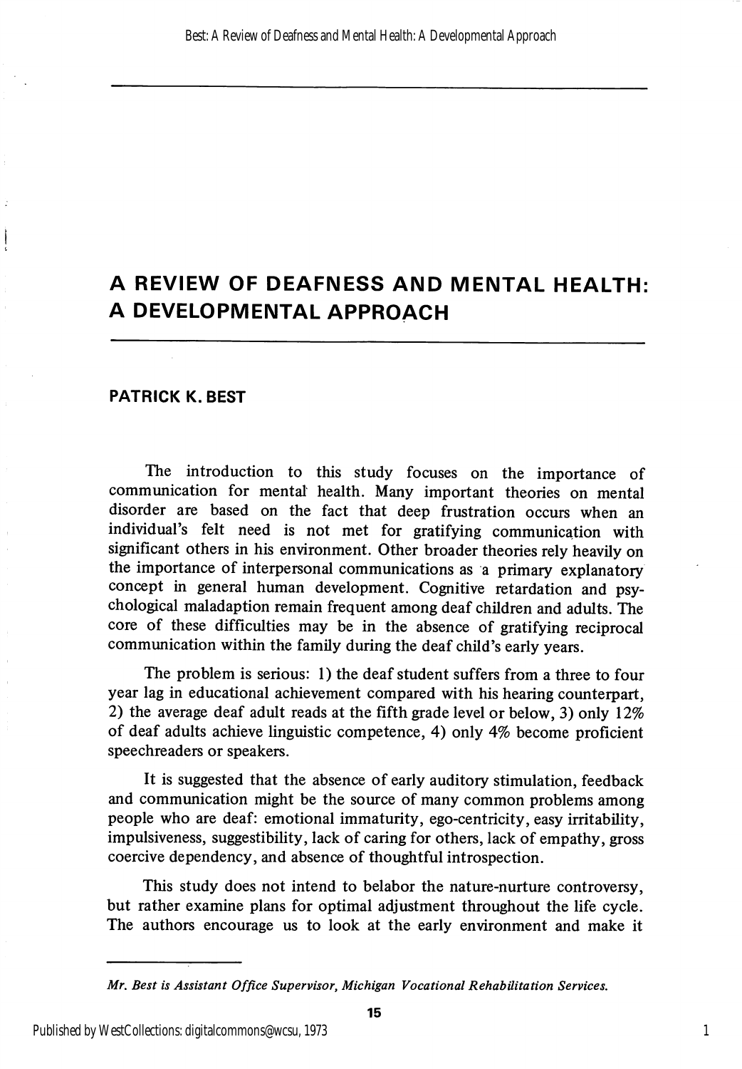# A REVIEW OF DEAFNESS AND MENTAL HEALTH: A DEVELOPMENTAL APPROACH

**PATRICK K. BEST**

The introduction to this study focuses on the importance of communication for mental health. Many important theories on mental disorder are based on the fact that deep frustration occurs when an individual's felt need is not met for gratifying communication with significant others in his environment. Other broader theories rely heavily on the importance of interpersonal communications as a primary explanatory concept in general human development. Cognitive retardation and psychological maladaption remain frequent among deaf children and adults. The core of these difficulties may be in the absence of gratifying reciprocal communication within the family during the deaf child's early years.

The problem is serious: 1) the deaf student suffers from a three to four year lag in educational achievement compared with his hearing counterpart, 2) the average deaf adult reads at the fifth grade level or below, 3) only 12% of deaf adults achieve linguistic competence, 4) only 4% become proficient speechreaders or speakers.

It is suggested that the absence of early auditory stimulation, feedback and communication might be the source of many common problems among people who are deaf: emotional immaturity, ego-centricity, easy irritability, impulsiveness, suggestibility, lack of caring for others, lack of empathy, gross coercive dependency, and absence of thoughtful introspection.

This study does not intend to belabor the nature-nurture controversy, but rather examine plans for optimal adjustment throughout the life cycle. The authors encourage us to look at the early environment and make it

---

*Mr. Best is Assistant Office Supervisor, Michigan Vocational Rehabilitation Services.*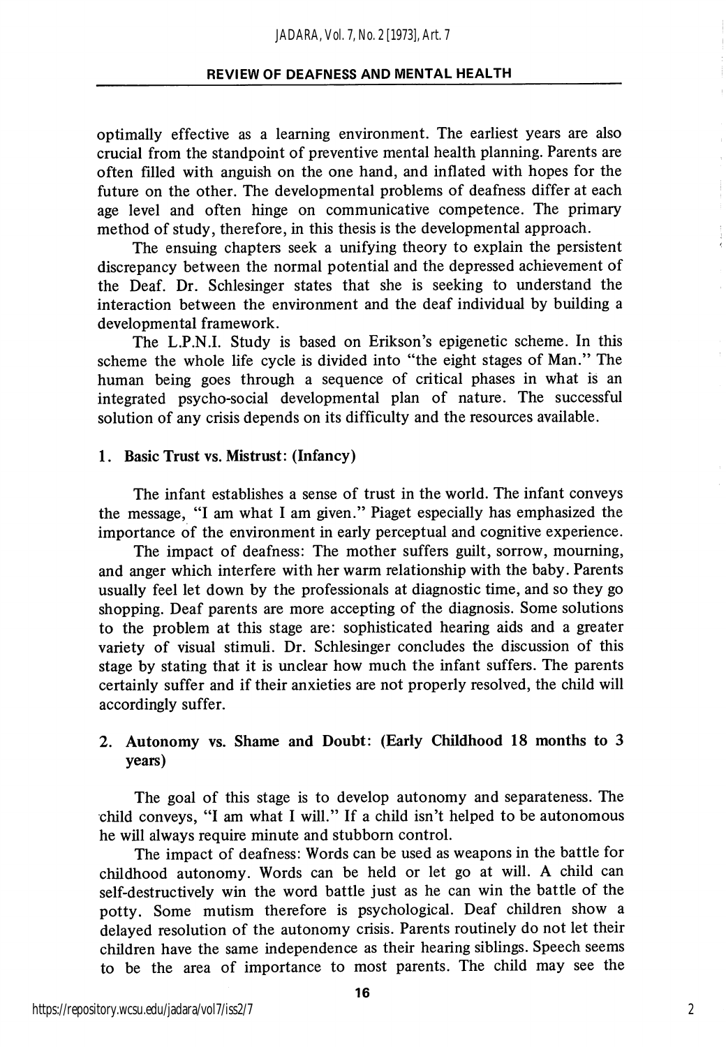optimally effective as a learning environment. The earliest years are also crucial from the standpoint of preventive mental health planning. Parents are often filled with anguish on the one hand, and inflated with hopes for the future on the other. The developmental problems of deafness differ at each age level and often hinge on communicative competence. The primary method of study, therefore, in this thesis is the developmental approach.

The ensuing chapters seek a unifying theory to explain the persistent discrepancy between the normal potential and the depressed achievement of the Deaf. Dr. Schlesinger states that she is seeking to understand the interaction between the environment and the deaf individual by building a developmental framework.

The L.P.N.I. Study is based on Erikson's epigenetic scheme. In this scheme the whole life cycle is divided into "the eight stages of Man." The human being goes through a sequence of critical phases in what is an integrated psycho-social developmental plan of nature. The successful solution of any crisis depends on its difficulty and the resources available.

### 1. Basic Trust vs. Mistrust: (Infancy)

The infant establishes a sense of trust in the world. The infant conveys the message, "I am what I am given." Piaget especially has emphasized the importance of the environment in early perceptual and cognitive experience.

The impact of deafness: The mother suffers guilt, sorrow, mourning, and anger which interfere with her warm relationship with the baby. Parents usually feel let down by the professionals at diagnostic time, and so they go shopping. Deaf parents are more accepting of the diagnosis. Some solutions to the problem at this stage are: sophisticated hearing aids and a greater variety of visual stimuli. Dr. Schlesinger concludes the discussion of this stage by stating that it is unclear how much the infant suffers. The parents certainly suffer and if their anxieties are not properly resolved, the child will accordingly suffer.

### 2. Autonomy vs. Shame and Doubt: (Early Childhood 18 months to 3 years)

The goal of this stage is to develop autonomy and separateness. The child conveys, "I am what I will." If a child isn't helped to be autonomous he will always require minute and stubborn control.

The impact of deafness: Words can be used as weapons in the battle for childhood autonomy. Words can be held or let go at will. A child can self-destructively win the word battle just as he can win the battle of the potty. Some mutism therefore is psychological. Deaf children show a delayed resolution of the autonomy crisis. Parents routinely do not let their children have the same independence as their hearing siblings. Speech seems to be the area of importance to most parents. The child may see the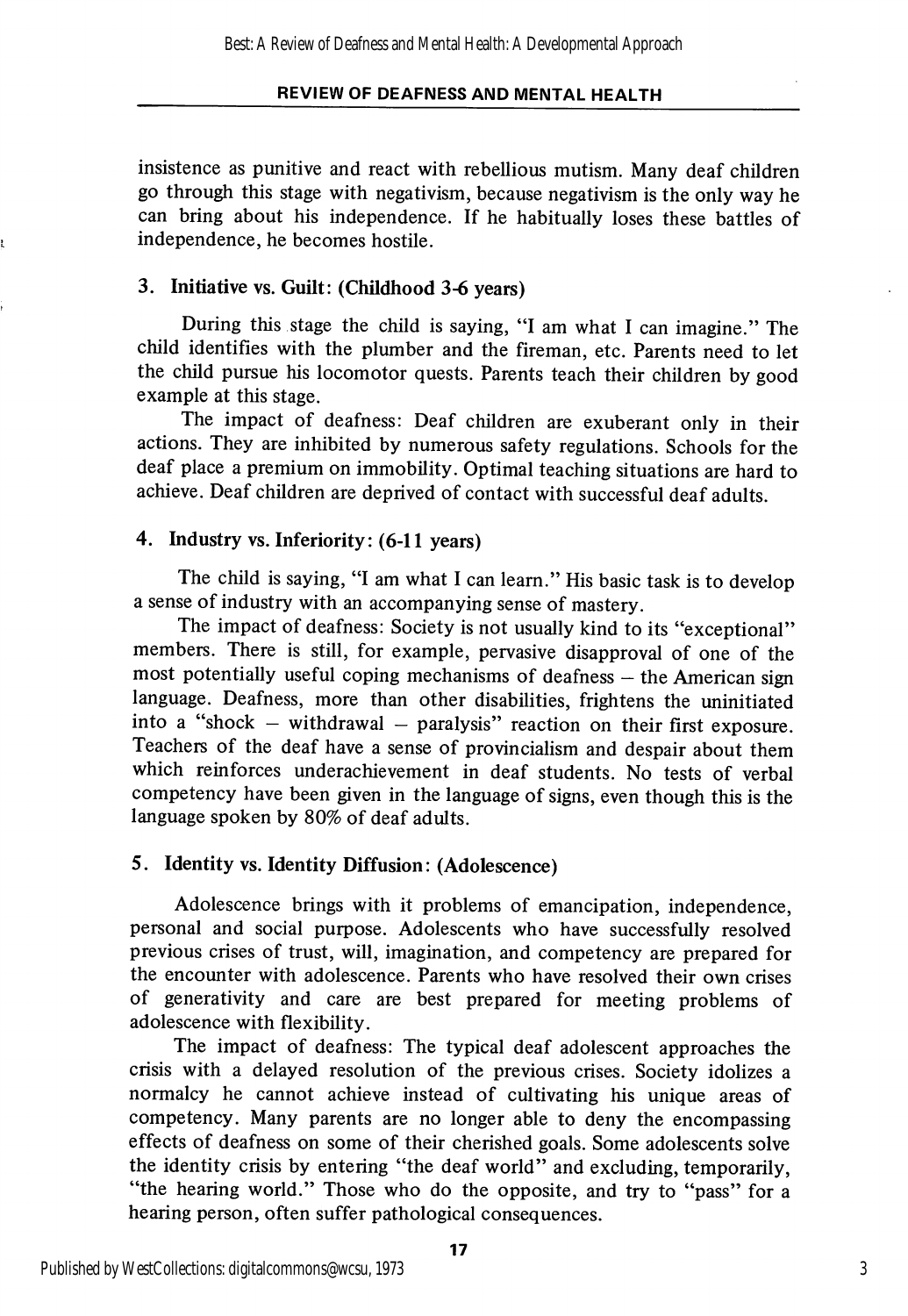insistence as punitive and react with rebellious mutism. Many deaf children go through this stage with negativism, because negativism is the only way he can bring about his independence. If he habitually loses these battles of independence, he becomes hostile.

### 3. Initiative vs. Guilt: (Childhood 3-6 years)

During this stage the child is saying, "I am what I can imagine." The child identifies with the plumber and the fireman, etc. Parents need to let the child pursue his locomotor quests. Parents teach their children by good example at this stage.

The impact of deafness: Deaf children are exuberant only in their actions. They are inhibited by numerous safety regulations. Schools for the deaf place a premium on immobility. Optimal teaching situations are hard to achieve. Deaf children are deprived of contact with successful deaf adults.

### 4. Industry vs. Inferiority: (6-11 years)

The child is saying, "I am what I can learn." His basic task is to develop a sense of industry with an accompanying sense of mastery.

The impact of deafness: Society is not usually kind to its "exceptional" members. There is still, for example, pervasive disapproval of one of the most potentially useful coping mechanisms of deafness – the American sign language. Deafness, more than other disabilities, frightens the uninitiated into a "shock – withdrawal – paralysis" reaction on their first exposure. Teachers of the deaf have a sense of provincialism and despair about them which reinforces underachievement in deaf students. No tests of verbal competency have been given in the language of signs, even though this is the language spoken by 80% of deaf adults.

### 5. Identity vs. Identity Diffusion: (Adolescence)

Adolescence brings with it problems of emancipation, independence, personal and social purpose. Adolescents who have successfully resolved previous crises of trust, will, imagination, and competency are prepared for the encounter with adolescence. Parents who have resolved their own crises of generativity and care are best prepared for meeting problems of adolescence with flexibility.

The impact of deafness: The typical deaf adolescent approaches the crisis with a delayed resolution of the previous crises. Society idolizes a normalcy he cannot achieve instead of cultivating his unique areas of competency. Many parents are no longer able to deny the encompassing effects of deafness on some of their cherished goals. Some adolescents solve the identity crisis by entering "the deaf world" and excluding, temporarily, "the hearing world." Those who do the opposite, and try to "pass" for a hearing person, often suffer pathological consequences.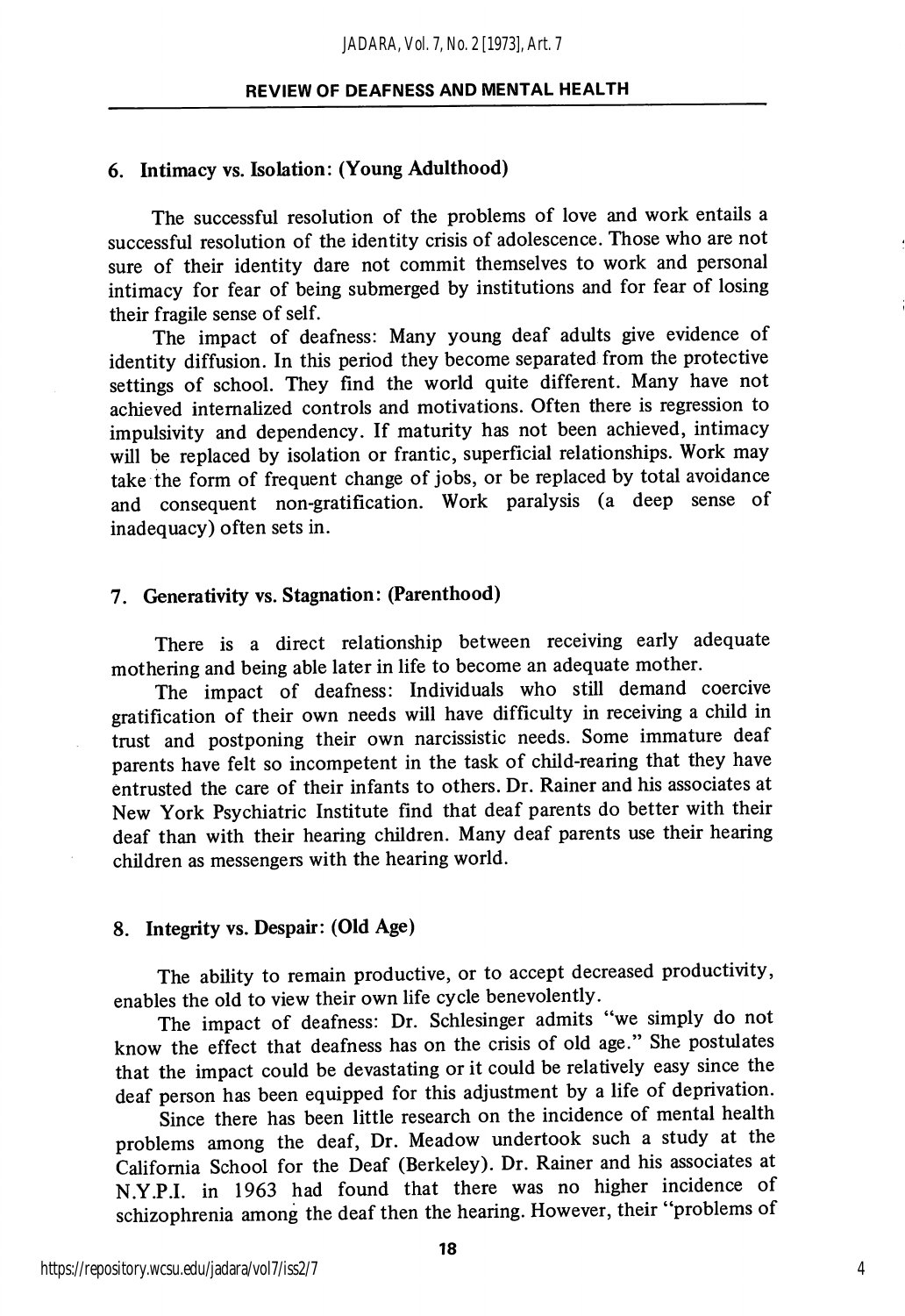### 6. Intimacy vs. Isolation: (Young Adulthood)

The successful resolution of the problems of love and work entails a successful resolution of the identity crisis of adolescence. Those who are not sure of their identity dare not commit themselves to work and personal intimacy for fear of being submerged by institutions and for fear of losing their fragile sense of self.

The impact of deafness: Many young deaf adults give evidence of identity diffusion. In this period they become separated from the protective settings of school. They find the world quite different. Many have not achieved internalized controls and motivations. Often there is regression to impulsivity and dependency. If maturity has not been achieved, intimacy will be replaced by isolation or frantic, superficial relationships. Work may take the form of frequent change of jobs, or be replaced by total avoidance and consequent non-gratification. Work paralysis (a deep sense of inadequacy) often sets in.

### 7. Generativity vs. Stagnation: (Parenthood)

There is a direct relationship between receiving early adequate mothering and being able later in life to become an adequate mother.

The impact of deafness: Individuals who still demand coercive gratification of their own needs will have difficulty in receiving a child in trust and postponing their own narcissistic needs. Some immature deaf parents have felt so incompetent in the task of child-rearing that they have entrusted the care of their infants to others. Dr. Rainer and his associates at New York Psychiatric Institute find that deaf parents do better with their deaf than with their hearing children. Many deaf parents use their hearing children as messengers with the hearing world.

### 8. Integrity vs. Despair: (Old Age)

The ability to remain productive, or to accept decreased productivity, enables the old to view their own life cycle benevolently.

The impact of deafness: Dr. Schlesinger admits "we simply do not know the effect that deafness has on the crisis of old age." She postulates that the impact could be devastating or it could be relatively easy since the deaf person has been equipped for this adjustment by a life of deprivation.

Since there has been little research on the incidence of mental health problems among the deaf, Dr. Meadow undertook such a study at the California School for the Deaf (Berkeley). Dr. Rainer and his associates at N.Y.P.I. in 1963 had found that there was no higher incidence of schizophrenia among the deaf then the hearing. However, their "problems of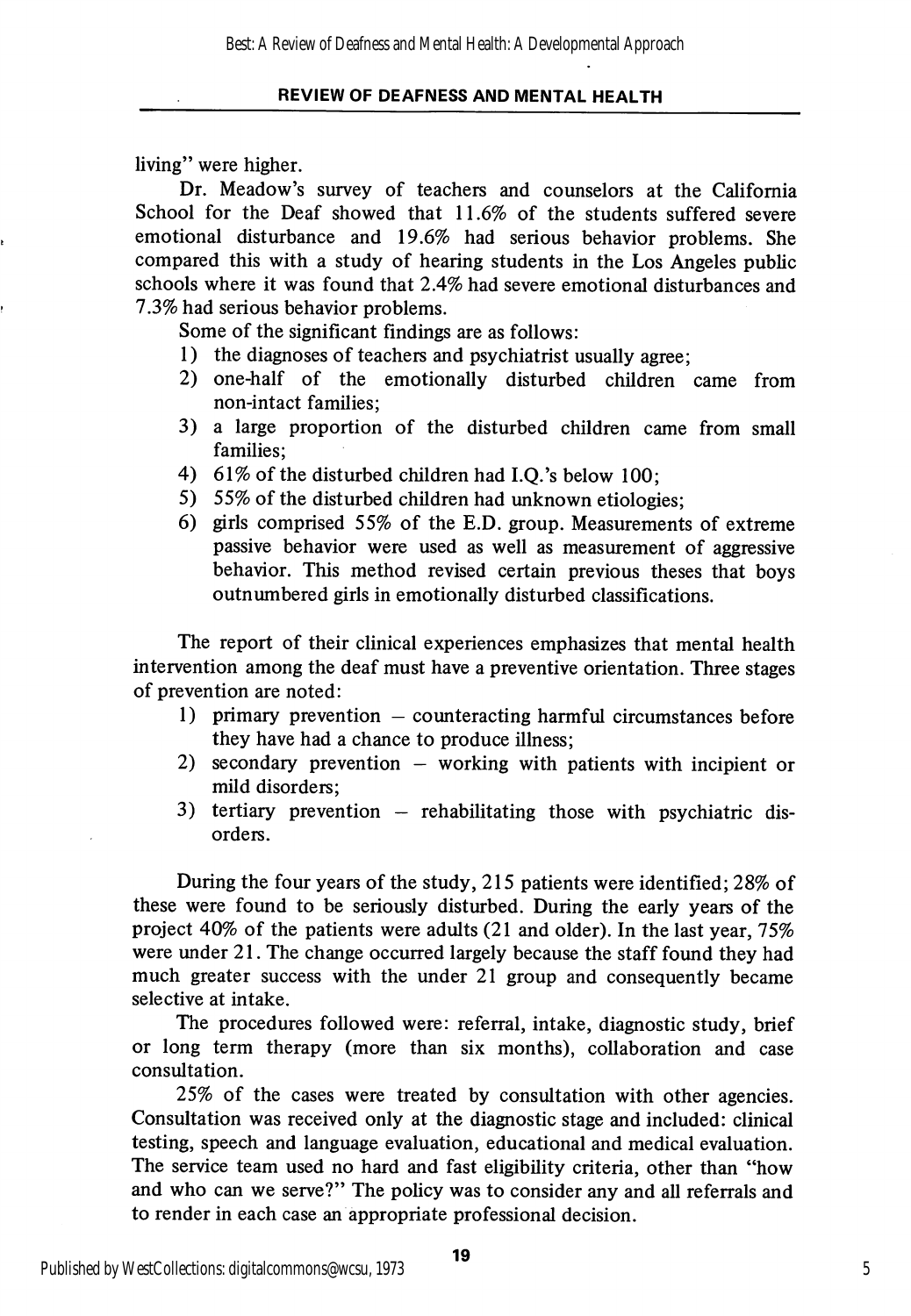living" were higher.

Dr. Meadow's survey of teachers and counselors at the California School for the Deaf showed that 11.6% of the students suffered severe emotional disturbance and 19.6% had serious behavior problems. She compared this with a study of hearing students in the Los Angeles public schools where it was found that 2.4% had severe emotional disturbances and 7.3% had serious behavior problems.

Some of the significant findings are as follows:

1) the diagnoses of teachers and psychiatrist usually agree;
2) one-half of the emotionally disturbed children came from non-intact families;
3) a large proportion of the disturbed children came from small families;
4) 61% of the disturbed children had I.Q.'s below 100;
5) 55% of the disturbed children had unknown etiologies;
6) girls comprised 55% of the E.D. group. Measurements of extreme passive behavior were used as well as measurement of aggressive behavior. This method revised certain previous theses that boys outnumbered girls in emotionally disturbed classifications.

The report of their clinical experiences emphasizes that mental health intervention among the deaf must have a preventive orientation. Three stages of prevention are noted:

1) primary prevention – counteracting harmful circumstances before they have had a chance to produce illness;
2) secondary prevention – working with patients with incipient or mild disorders;
3) tertiary prevention – rehabilitating those with psychiatric disorders.

During the four years of the study, 215 patients were identified; 28% of these were found to be seriously disturbed. During the early years of the project 40% of the patients were adults (21 and older). In the last year, 75% were under 21. The change occurred largely because the staff found they had much greater success with the under 21 group and consequently became selective at intake.

The procedures followed were: referral, intake, diagnostic study, brief or long term therapy (more than six months), collaboration and case consultation.

25% of the cases were treated by consultation with other agencies. Consultation was received only at the diagnostic stage and included: clinical testing, speech and language evaluation, educational and medical evaluation. The service team used no hard and fast eligibility criteria, other than "how and who can we serve?" The policy was to consider any and all referrals and to render in each case an appropriate professional decision.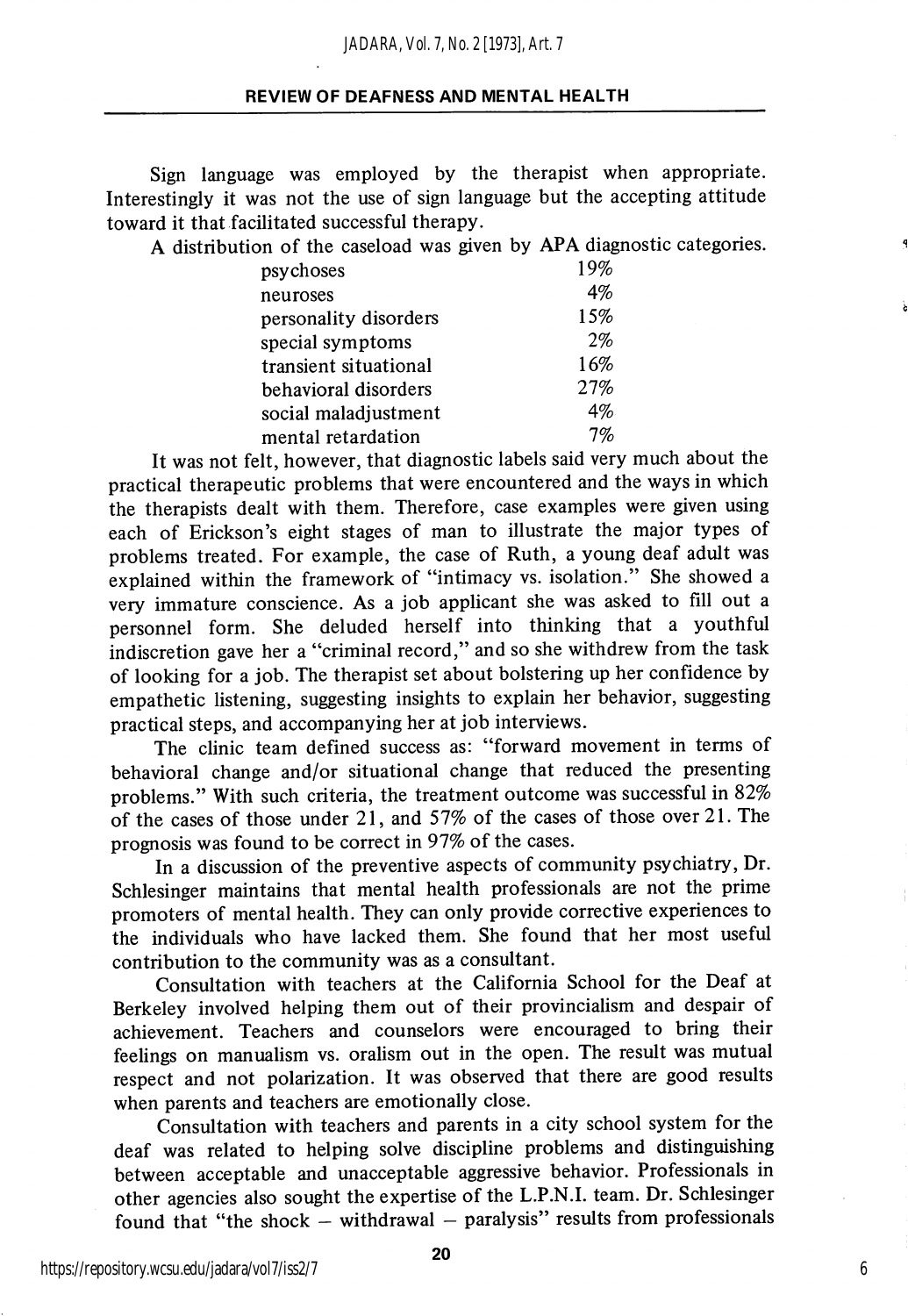Sign language was employed by the therapist when appropriate. Interestingly it was not the use of sign language but the accepting attitude toward it that facilitated successful therapy.

A distribution of the caseload was given by APA diagnostic categories.

| | |
|---|---|
| psychoses | 19% |
| neuroses | 4% |
| personality disorders | 15% |
| special symptoms | 2% |
| transient situational | 16% |
| behavioral disorders | 27% |
| social maladjustment | 4% |
| mental retardation | 7% |

It was not felt, however, that diagnostic labels said very much about the practical therapeutic problems that were encountered and the ways in which the therapists dealt with them. Therefore, case examples were given using each of Erickson's eight stages of man to illustrate the major types of problems treated. For example, the case of Ruth, a young deaf adult was explained within the framework of "intimacy vs. isolation." She showed a very immature conscience. As a job applicant she was asked to fill out a personnel form. She deluded herself into thinking that a youthful indiscretion gave her a "criminal record," and so she withdrew from the task of looking for a job. The therapist set about bolstering up her confidence by empathetic listening, suggesting insights to explain her behavior, suggesting practical steps, and accompanying her at job interviews.

The clinic team defined success as: "forward movement in terms of behavioral change and/or situational change that reduced the presenting problems." With such criteria, the treatment outcome was successful in 82% of the cases of those under 21, and 57% of the cases of those over 21. The prognosis was found to be correct in 97% of the cases.

In a discussion of the preventive aspects of community psychiatry, Dr. Schlesinger maintains that mental health professionals are not the prime promoters of mental health. They can only provide corrective experiences to the individuals who have lacked them. She found that her most useful contribution to the community was as a consultant.

Consultation with teachers at the California School for the Deaf at Berkeley involved helping them out of their provincialism and despair of achievement. Teachers and counselors were encouraged to bring their feelings on manualism vs. oralism out in the open. The result was mutual respect and not polarization. It was observed that there are good results when parents and teachers are emotionally close.

Consultation with teachers and parents in a city school system for the deaf was related to helping solve discipline problems and distinguishing between acceptable and unacceptable aggressive behavior. Professionals in other agencies also sought the expertise of the L.P.N.I. team. Dr. Schlesinger found that "the shock – withdrawal – paralysis" results from professionals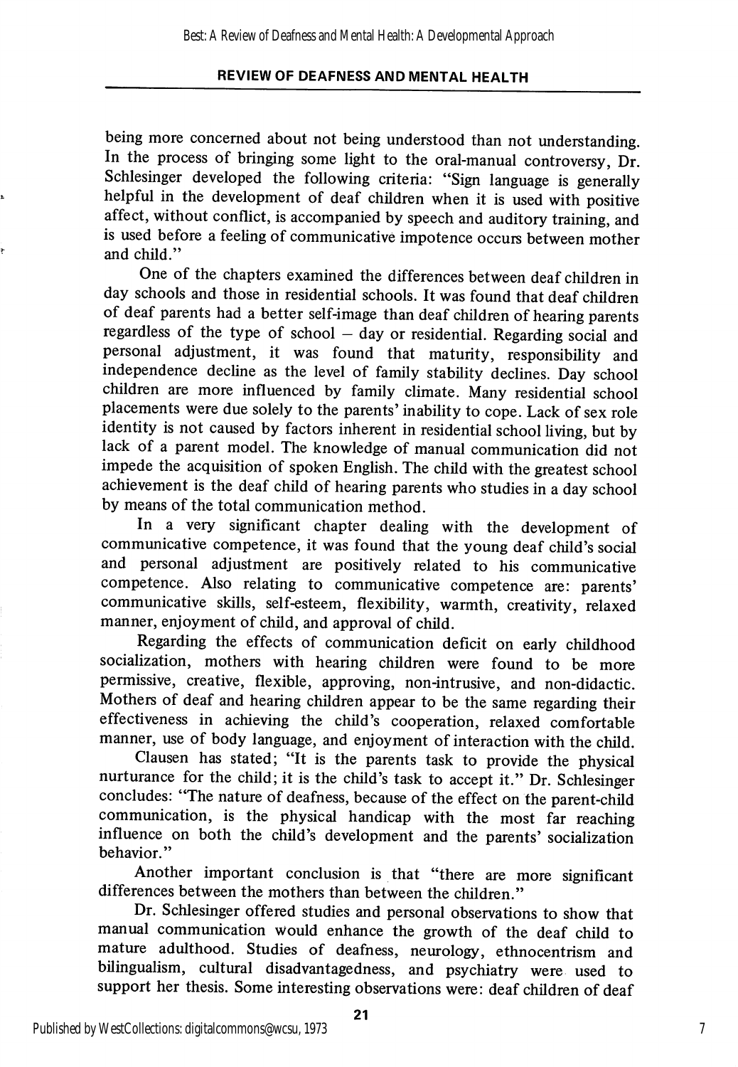being more concerned about not being understood than not understanding. In the process of bringing some light to the oral-manual controversy, Dr. Schlesinger developed the following criteria: "Sign language is generally helpful in the development of deaf children when it is used with positive affect, without conflict, is accompanied by speech and auditory training, and is used before a feeling of communicative impotence occurs between mother and child."

One of the chapters examined the differences between deaf children in day schools and those in residential schools. It was found that deaf children of deaf parents had a better self-image than deaf children of hearing parents regardless of the type of school – day or residential. Regarding social and personal adjustment, it was found that maturity, responsibility and independence decline as the level of family stability declines. Day school children are more influenced by family climate. Many residential school placements were due solely to the parents' inability to cope. Lack of sex role identity is not caused by factors inherent in residential school living, but by lack of a parent model. The knowledge of manual communication did not impede the acquisition of spoken English. The child with the greatest school achievement is the deaf child of hearing parents who studies in a day school by means of the total communication method.

In a very significant chapter dealing with the development of communicative competence, it was found that the young deaf child's social and personal adjustment are positively related to his communicative competence. Also relating to communicative competence are: parents' communicative skills, self-esteem, flexibility, warmth, creativity, relaxed manner, enjoyment of child, and approval of child.

Regarding the effects of communication deficit on early childhood socialization, mothers with hearing children were found to be more permissive, creative, flexible, approving, non-intrusive, and non-didactic. Mothers of deaf and hearing children appear to be the same regarding their effectiveness in achieving the child's cooperation, relaxed comfortable manner, use of body language, and enjoyment of interaction with the child.

Clausen has stated; "It is the parents task to provide the physical nurturance for the child; it is the child's task to accept it." Dr. Schlesinger concludes: "The nature of deafness, because of the effect on the parent-child communication, is the physical handicap with the most far reaching influence on both the child's development and the parents' socialization behavior."

Another important conclusion is that "there are more significant differences between the mothers than between the children."

Dr. Schlesinger offered studies and personal observations to show that manual communication would enhance the growth of the deaf child to mature adulthood. Studies of deafness, neurology, ethnocentrism and bilingualism, cultural disadvantagedness, and psychiatry were used to support her thesis. Some interesting observations were: deaf children of deaf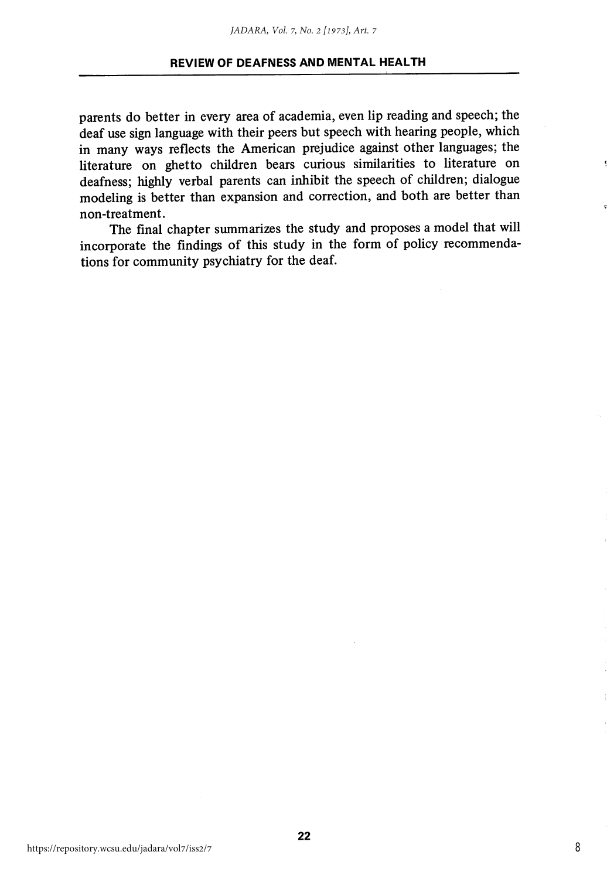parents do better in every area of academia, even lip reading and speech; the deaf use sign language with their peers but speech with hearing people, which in many ways reflects the American prejudice against other languages; the literature on ghetto children bears curious similarities to literature on deafness; highly verbal parents can inhibit the speech of children; dialogue modeling is better than expansion and correction, and both are better than non-treatment.

The final chapter summarizes the study and proposes a model that will incorporate the findings of this study in the form of policy recommendations for community psychiatry for the deaf.